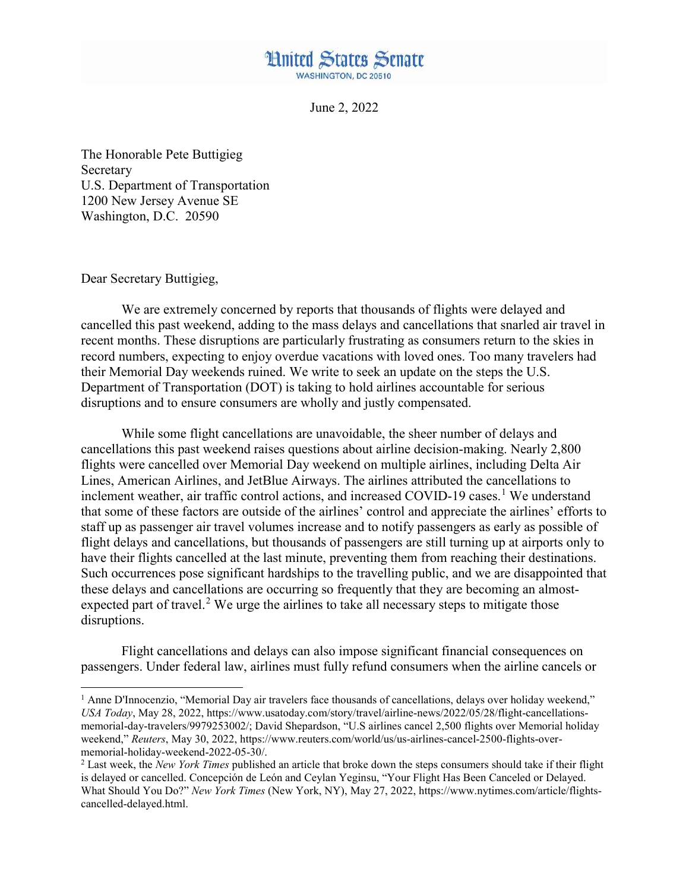# United States Senate

WASHINGTON, DC 20510

June 2, 2022

The Honorable Pete Buttigieg
Secretary
U.S. Department of Transportation
1200 New Jersey Avenue SE
Washington, D.C. 20590

Dear Secretary Buttigieg,

We are extremely concerned by reports that thousands of flights were delayed and cancelled this past weekend, adding to the mass delays and cancellations that snarled air travel in recent months. These disruptions are particularly frustrating as consumers return to the skies in record numbers, expecting to enjoy overdue vacations with loved ones. Too many travelers had their Memorial Day weekends ruined. We write to seek an update on the steps the U.S. Department of Transportation (DOT) is taking to hold airlines accountable for serious disruptions and to ensure consumers are wholly and justly compensated.

While some flight cancellations are unavoidable, the sheer number of delays and cancellations this past weekend raises questions about airline decision-making. Nearly 2,800 flights were cancelled over Memorial Day weekend on multiple airlines, including Delta Air Lines, American Airlines, and JetBlue Airways. The airlines attributed the cancellations to inclement weather, air traffic control actions, and increased COVID-19 cases.[1] We understand that some of these factors are outside of the airlines' control and appreciate the airlines' efforts to staff up as passenger air travel volumes increase and to notify passengers as early as possible of flight delays and cancellations, but thousands of passengers are still turning up at airports only to have their flights cancelled at the last minute, preventing them from reaching their destinations. Such occurrences pose significant hardships to the travelling public, and we are disappointed that these delays and cancellations are occurring so frequently that they are becoming an almost-expected part of travel.[2] We urge the airlines to take all necessary steps to mitigate those disruptions.

Flight cancellations and delays can also impose significant financial consequences on passengers. Under federal law, airlines must fully refund consumers when the airline cancels or

---

[1] Anne D'Innocenzio, "Memorial Day air travelers face thousands of cancellations, delays over holiday weekend," *USA Today*, May 28, 2022, https://www.usatoday.com/story/travel/airline-news/2022/05/28/flight-cancellations-memorial-day-travelers/9979253002/; David Shepardson, "U.S airlines cancel 2,500 flights over Memorial holiday weekend," *Reuters*, May 30, 2022, https://www.reuters.com/world/us/us-airlines-cancel-2500-flights-over-memorial-holiday-weekend-2022-05-30/.

[2] Last week, the *New York Times* published an article that broke down the steps consumers should take if their flight is delayed or cancelled. Concepción de León and Ceylan Yeginsu, "Your Flight Has Been Canceled or Delayed. What Should You Do?" *New York Times* (New York, NY), May 27, 2022, https://www.nytimes.com/article/flights-cancelled-delayed.html.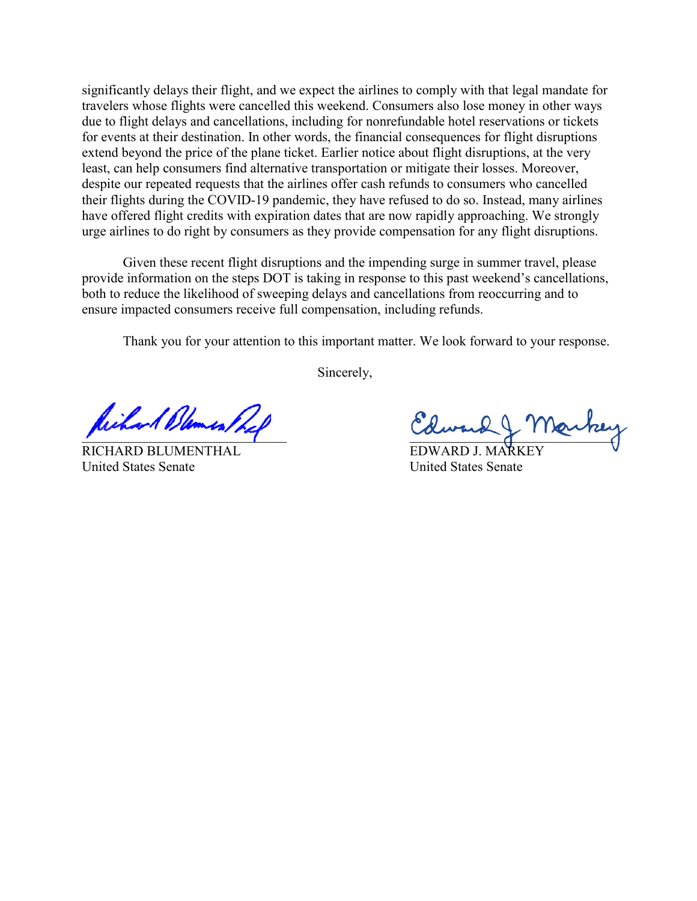significantly delays their flight, and we expect the airlines to comply with that legal mandate for travelers whose flights were cancelled this weekend. Consumers also lose money in other ways due to flight delays and cancellations, including for nonrefundable hotel reservations or tickets for events at their destination. In other words, the financial consequences for flight disruptions extend beyond the price of the plane ticket. Earlier notice about flight disruptions, at the very least, can help consumers find alternative transportation or mitigate their losses. Moreover, despite our repeated requests that the airlines offer cash refunds to consumers who cancelled their flights during the COVID-19 pandemic, they have refused to do so. Instead, many airlines have offered flight credits with expiration dates that are now rapidly approaching. We strongly urge airlines to do right by consumers as they provide compensation for any flight disruptions.

Given these recent flight disruptions and the impending surge in summer travel, please provide information on the steps DOT is taking in response to this past weekend's cancellations, both to reduce the likelihood of sweeping delays and cancellations from reoccurring and to ensure impacted consumers receive full compensation, including refunds.

Thank you for your attention to this important matter. We look forward to your response.

Sincerely,

RICHARD BLUMENTHAL
United States Senate

EDWARD J. MARKEY
United States Senate